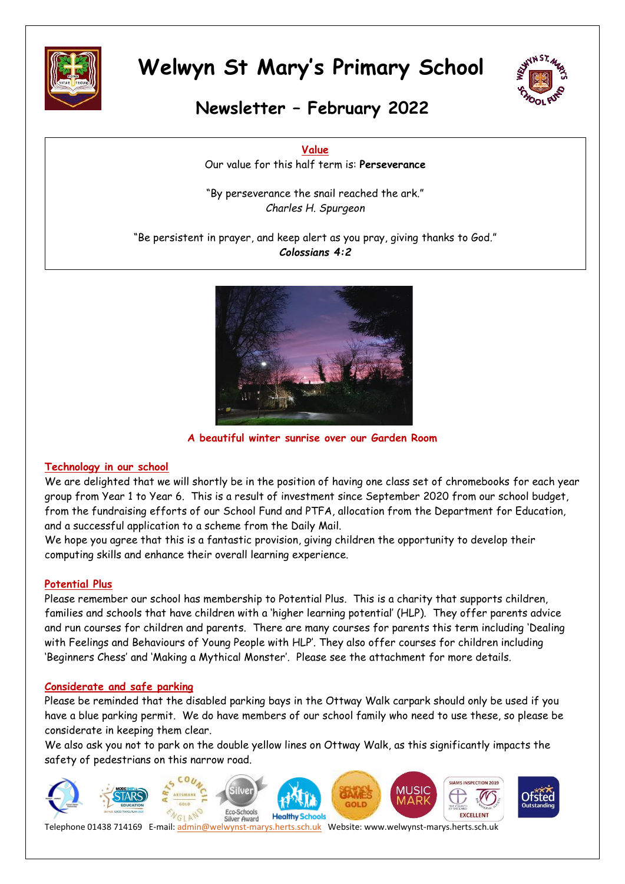# Welwyn St Mary's Primary School

## Newsletter – February 2022

**Value**

Our value for this half term is: **Perseverance**

"By perseverance the snail reached the ark."
*Charles H. Spurgeon*

"Be persistent in prayer, and keep alert as you pray, giving thanks to God."
***Colossians 4:2***

**A beautiful winter sunrise over our Garden Room**

### Technology in our school

We are delighted that we will shortly be in the position of having one class set of chromebooks for each year group from Year 1 to Year 6. This is a result of investment since September 2020 from our school budget, from the fundraising efforts of our School Fund and PTFA, allocation from the Department for Education, and a successful application to a scheme from the Daily Mail.

We hope you agree that this is a fantastic provision, giving children the opportunity to develop their computing skills and enhance their overall learning experience.

### Potential Plus

Please remember our school has membership to Potential Plus. This is a charity that supports children, families and schools that have children with a 'higher learning potential' (HLP). They offer parents advice and run courses for children and parents. There are many courses for parents this term including 'Dealing with Feelings and Behaviours of Young People with HLP'. They also offer courses for children including 'Beginners Chess' and 'Making a Mythical Monster'. Please see the attachment for more details.

### Considerate and safe parking

Please be reminded that the disabled parking bays in the Ottway Walk carpark should only be used if you have a blue parking permit. We do have members of our school family who need to use these, so please be considerate in keeping them clear.

We also ask you not to park on the double yellow lines on Ottway Walk, as this significantly impacts the safety of pedestrians on this narrow road.

Telephone 01438 714169 E-mail: admin@welwynst-marys.herts.sch.uk Website: www.welwynst-marys.herts.sch.uk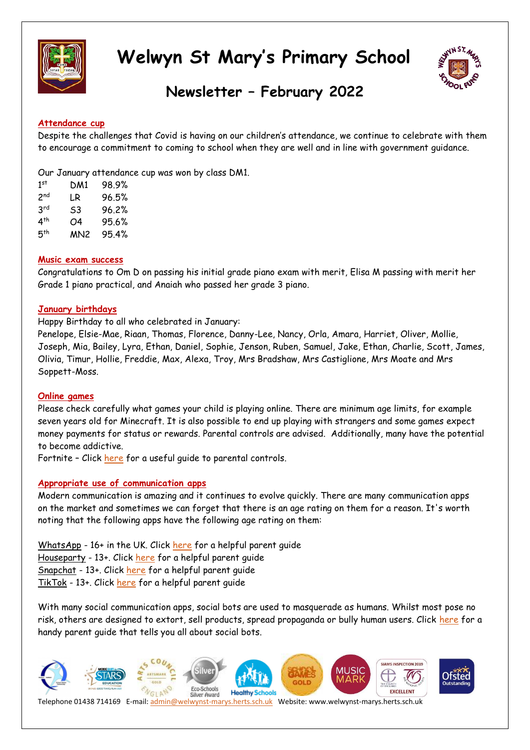# Welwyn St Mary's Primary School

## Newsletter – February 2022

### Attendance cup

Despite the challenges that Covid is having on our children's attendance, we continue to celebrate with them to encourage a commitment to coming to school when they are well and in line with government guidance.

Our January attendance cup was won by class DM1.

| | | |
|---|---|---|
| 1st | DM1 | 98.9% |
| 2nd | LR | 96.5% |
| 3rd | S3 | 96.2% |
| 4th | O4 | 95.6% |
| 5th | MN2 | 95.4% |

### Music exam success

Congratulations to Om D on passing his initial grade piano exam with merit, Elisa M passing with merit her Grade 1 piano practical, and Anaiah who passed her grade 3 piano.

### January birthdays

Happy Birthday to all who celebrated in January:

Penelope, Elsie-Mae, Riaan, Thomas, Florence, Danny-Lee, Nancy, Orla, Amara, Harriet, Oliver, Mollie, Joseph, Mia, Bailey, Lyra, Ethan, Daniel, Sophie, Jenson, Ruben, Samuel, Jake, Ethan, Charlie, Scott, James, Olivia, Timur, Hollie, Freddie, Max, Alexa, Troy, Mrs Bradshaw, Mrs Castiglione, Mrs Moate and Mrs Soppett-Moss.

### Online games

Please check carefully what games your child is playing online. There are minimum age limits, for example seven years old for Minecraft. It is also possible to end up playing with strangers and some games expect money payments for status or rewards. Parental controls are advised. Additionally, many have the potential to become addictive.

Fortnite – Click here for a useful guide to parental controls.

### Appropriate use of communication apps

Modern communication is amazing and it continues to evolve quickly. There are many communication apps on the market and sometimes we can forget that there is an age rating on them for a reason. It's worth noting that the following apps have the following age rating on them:

WhatsApp - 16+ in the UK. Click here for a helpful parent guide
Houseparty - 13+. Click here for a helpful parent guide
Snapchat - 13+. Click here for a helpful parent guide
TikTok - 13+. Click here for a helpful parent guide

With many social communication apps, social bots are used to masquerade as humans. Whilst most pose no risk, others are designed to extort, sell products, spread propaganda or bully human users. Click here for a handy parent guide that tells you all about social bots.

Telephone 01438 714169 E-mail: admin@welwynst-marys.herts.sch.uk Website: www.welwynst-marys.herts.sch.uk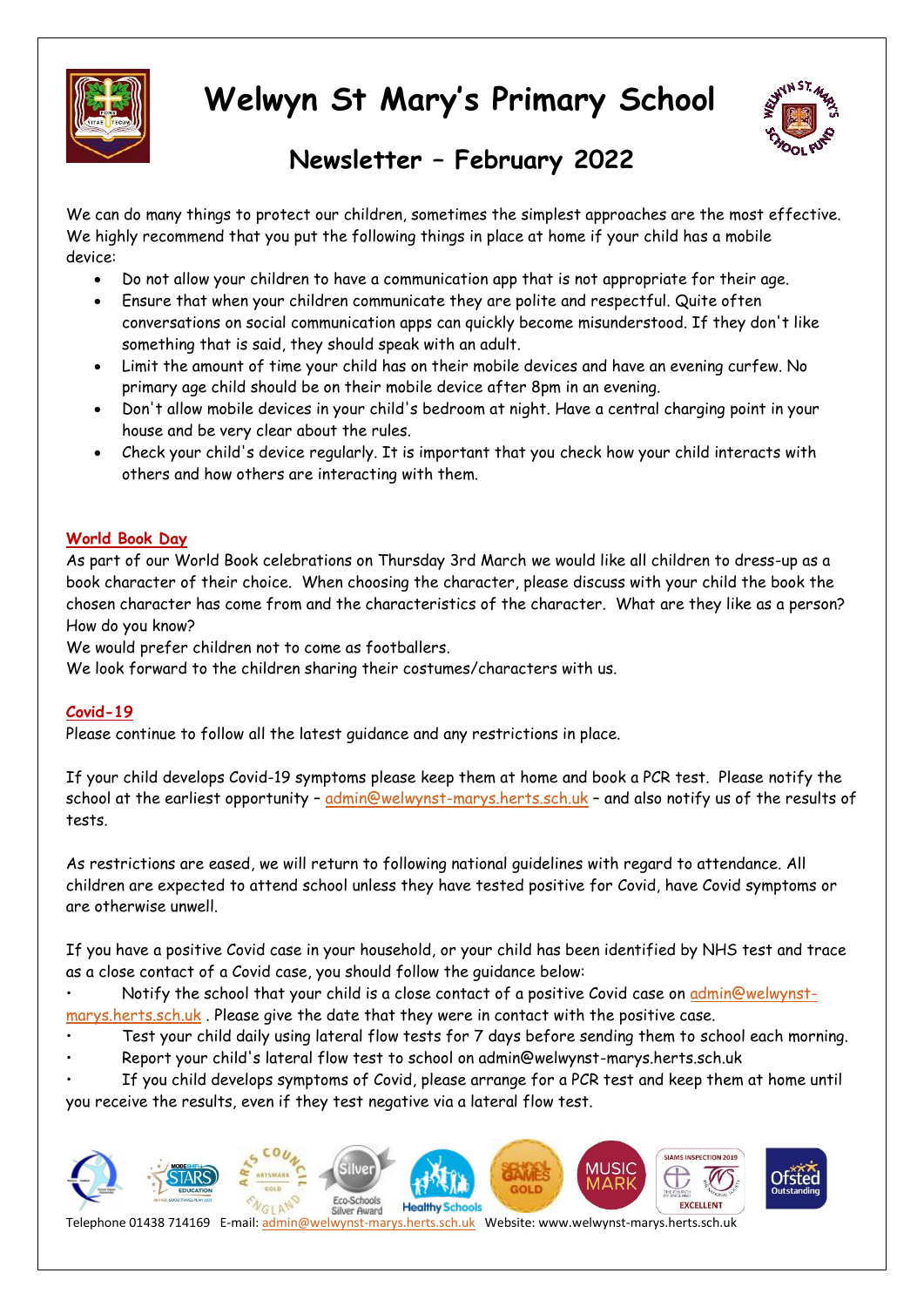# Welwyn St Mary's Primary School

## Newsletter – February 2022

We can do many things to protect our children, sometimes the simplest approaches are the most effective. We highly recommend that you put the following things in place at home if your child has a mobile device:

- Do not allow your children to have a communication app that is not appropriate for their age.
- Ensure that when your children communicate they are polite and respectful. Quite often conversations on social communication apps can quickly become misunderstood. If they don't like something that is said, they should speak with an adult.
- Limit the amount of time your child has on their mobile devices and have an evening curfew. No primary age child should be on their mobile device after 8pm in an evening.
- Don't allow mobile devices in your child's bedroom at night. Have a central charging point in your house and be very clear about the rules.
- Check your child's device regularly. It is important that you check how your child interacts with others and how others are interacting with them.

### World Book Day

As part of our World Book celebrations on Thursday 3rd March we would like all children to dress-up as a book character of their choice. When choosing the character, please discuss with your child the book the chosen character has come from and the characteristics of the character. What are they like as a person? How do you know?

We would prefer children not to come as footballers.

We look forward to the children sharing their costumes/characters with us.

### Covid-19

Please continue to follow all the latest guidance and any restrictions in place.

If your child develops Covid-19 symptoms please keep them at home and book a PCR test. Please notify the school at the earliest opportunity – admin@welwynst-marys.herts.sch.uk – and also notify us of the results of tests.

As restrictions are eased, we will return to following national guidelines with regard to attendance. All children are expected to attend school unless they have tested positive for Covid, have Covid symptoms or are otherwise unwell.

If you have a positive Covid case in your household, or your child has been identified by NHS test and trace as a close contact of a Covid case, you should follow the guidance below:

- Notify the school that your child is a close contact of a positive Covid case on admin@welwynst-marys.herts.sch.uk . Please give the date that they were in contact with the positive case.
- Test your child daily using lateral flow tests for 7 days before sending them to school each morning.
- Report your child's lateral flow test to school on admin@welwynst-marys.herts.sch.uk
- If you child develops symptoms of Covid, please arrange for a PCR test and keep them at home until you receive the results, even if they test negative via a lateral flow test.

Telephone 01438 714169 E-mail: admin@welwynst-marys.herts.sch.uk Website: www.welwynst-marys.herts.sch.uk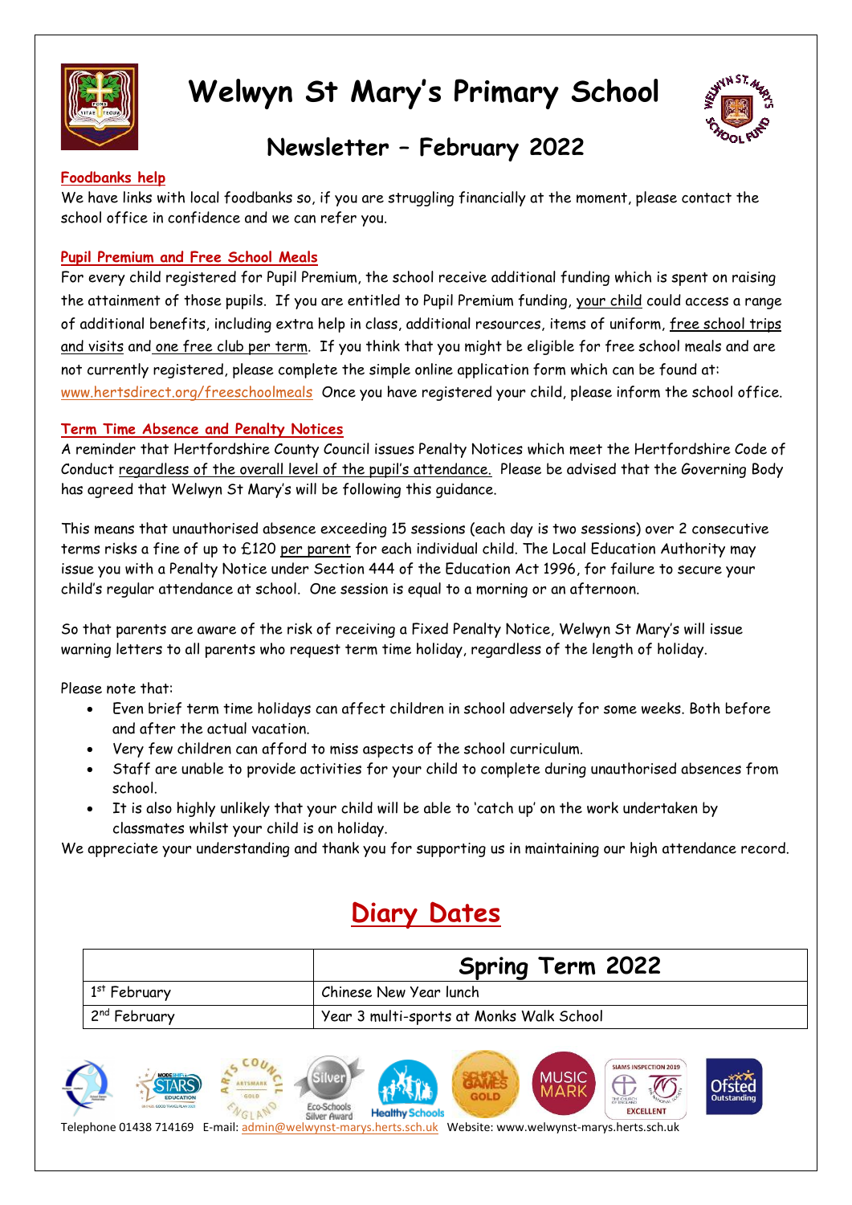# Welwyn St Mary's Primary School

## Newsletter – February 2022

**Foodbanks help**

We have links with local foodbanks so, if you are struggling financially at the moment, please contact the school office in confidence and we can refer you.

**Pupil Premium and Free School Meals**

For every child registered for Pupil Premium, the school receive additional funding which is spent on raising the attainment of those pupils. If you are entitled to Pupil Premium funding, your child could access a range of additional benefits, including extra help in class, additional resources, items of uniform, free school trips and visits and one free club per term. If you think that you might be eligible for free school meals and are not currently registered, please complete the simple online application form which can be found at: www.hertsdirect.org/freeschoolmeals Once you have registered your child, please inform the school office.

**Term Time Absence and Penalty Notices**

A reminder that Hertfordshire County Council issues Penalty Notices which meet the Hertfordshire Code of Conduct regardless of the overall level of the pupil's attendance. Please be advised that the Governing Body has agreed that Welwyn St Mary's will be following this guidance.

This means that unauthorised absence exceeding 15 sessions (each day is two sessions) over 2 consecutive terms risks a fine of up to £120 per parent for each individual child. The Local Education Authority may issue you with a Penalty Notice under Section 444 of the Education Act 1996, for failure to secure your child's regular attendance at school. One session is equal to a morning or an afternoon.

So that parents are aware of the risk of receiving a Fixed Penalty Notice, Welwyn St Mary's will issue warning letters to all parents who request term time holiday, regardless of the length of holiday.

Please note that:

- Even brief term time holidays can affect children in school adversely for some weeks. Both before and after the actual vacation.
- Very few children can afford to miss aspects of the school curriculum.
- Staff are unable to provide activities for your child to complete during unauthorised absences from school.
- It is also highly unlikely that your child will be able to 'catch up' on the work undertaken by classmates whilst your child is on holiday.

We appreciate your understanding and thank you for supporting us in maintaining our high attendance record.

## Diary Dates

| | Spring Term 2022 |
|---|---|
| 1st February | Chinese New Year lunch |
| 2nd February | Year 3 multi-sports at Monks Walk School |

Telephone 01438 714169 E-mail: admin@welwynst-marys.herts.sch.uk Website: www.welwynst-marys.herts.sch.uk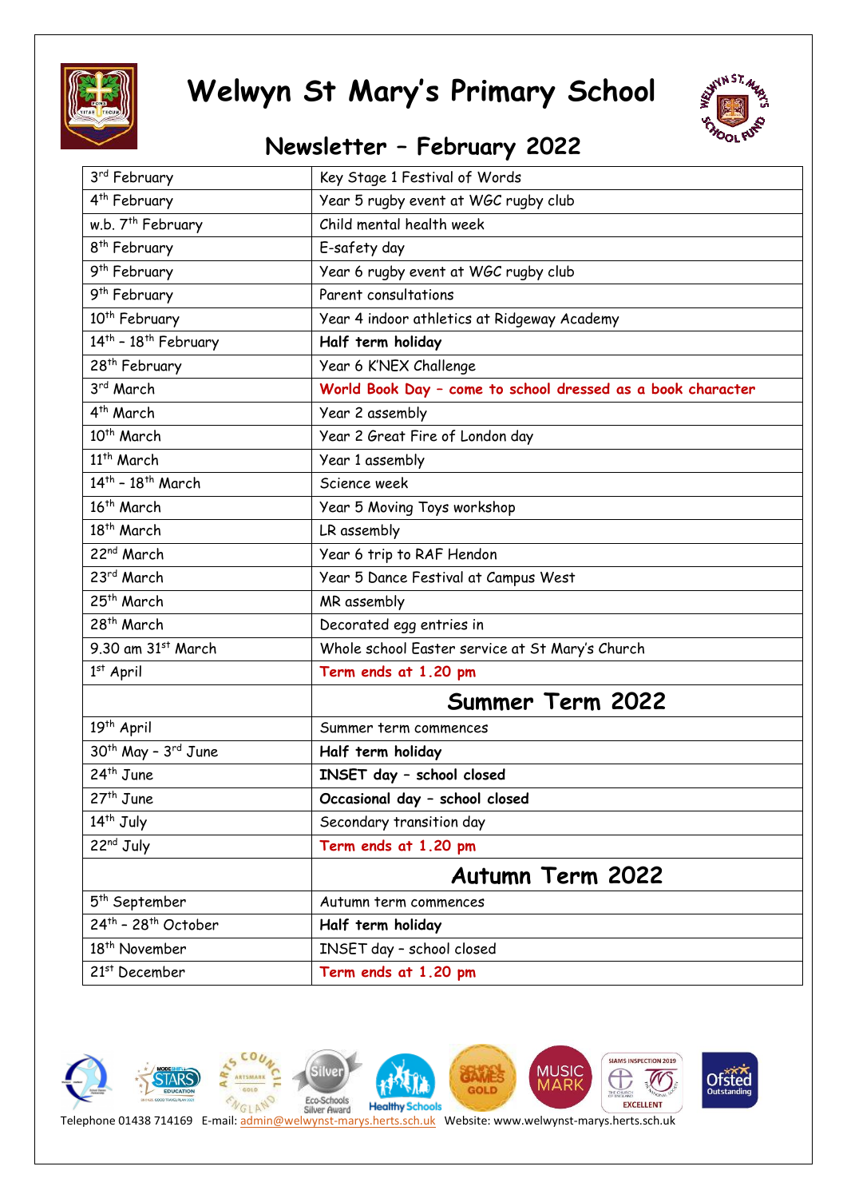# Welwyn St Mary's Primary School

## Newsletter – February 2022

| | |
|---|---|
| 3rd February | Key Stage 1 Festival of Words |
| 4th February | Year 5 rugby event at WGC rugby club |
| w.b. 7th February | Child mental health week |
| 8th February | E-safety day |
| 9th February | Year 6 rugby event at WGC rugby club |
| 9th February | Parent consultations |
| 10th February | Year 4 indoor athletics at Ridgeway Academy |
| 14th – 18th February | **Half term holiday** |
| 28th February | Year 6 K'NEX Challenge |
| 3rd March | **World Book Day – come to school dressed as a book character** |
| 4th March | Year 2 assembly |
| 10th March | Year 2 Great Fire of London day |
| 11th March | Year 1 assembly |
| 14th – 18th March | Science week |
| 16th March | Year 5 Moving Toys workshop |
| 18th March | LR assembly |
| 22nd March | Year 6 trip to RAF Hendon |
| 23rd March | Year 5 Dance Festival at Campus West |
| 25th March | MR assembly |
| 28th March | Decorated egg entries in |
| 9.30 am 31st March | Whole school Easter service at St Mary's Church |
| 1st April | **Term ends at 1.20 pm** |
| | **Summer Term 2022** |
| 19th April | Summer term commences |
| 30th May – 3rd June | **Half term holiday** |
| 24th June | **INSET day – school closed** |
| 27th June | **Occasional day – school closed** |
| 14th July | Secondary transition day |
| 22nd July | **Term ends at 1.20 pm** |
| | **Autumn Term 2022** |
| 5th September | Autumn term commences |
| 24th – 28th October | **Half term holiday** |
| 18th November | INSET day – school closed |
| 21st December | **Term ends at 1.20 pm** |

Telephone 01438 714169 E-mail: admin@welwynst-marys.herts.sch.uk Website: www.welwynst-marys.herts.sch.uk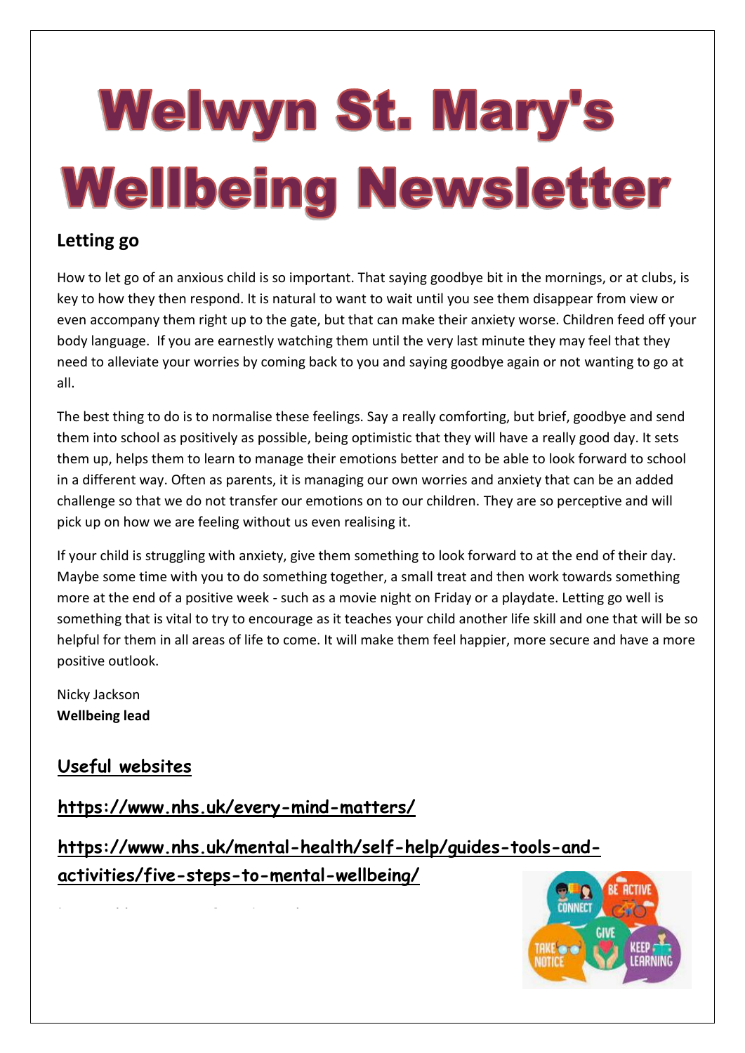# Welwyn St. Mary's Wellbeing Newsletter

## Letting go

How to let go of an anxious child is so important. That saying goodbye bit in the mornings, or at clubs, is key to how they then respond. It is natural to want to wait until you see them disappear from view or even accompany them right up to the gate, but that can make their anxiety worse. Children feed off your body language. If you are earnestly watching them until the very last minute they may feel that they need to alleviate your worries by coming back to you and saying goodbye again or not wanting to go at all.

The best thing to do is to normalise these feelings. Say a really comforting, but brief, goodbye and send them into school as positively as possible, being optimistic that they will have a really good day. It sets them up, helps them to learn to manage their emotions better and to be able to look forward to school in a different way. Often as parents, it is managing our own worries and anxiety that can be an added challenge so that we do not transfer our emotions on to our children. They are so perceptive and will pick up on how we are feeling without us even realising it.

If your child is struggling with anxiety, give them something to look forward to at the end of their day. Maybe some time with you to do something together, a small treat and then work towards something more at the end of a positive week - such as a movie night on Friday or a playdate. Letting go well is something that is vital to try to encourage as it teaches your child another life skill and one that will be so helpful for them in all areas of life to come. It will make them feel happier, more secure and have a more positive outlook.

Nicky Jackson
**Wellbeing lead**

## Useful websites

https://www.nhs.uk/every-mind-matters/

https://www.nhs.uk/mental-health/self-help/guides-tools-and-activities/five-steps-to-mental-wellbeing/